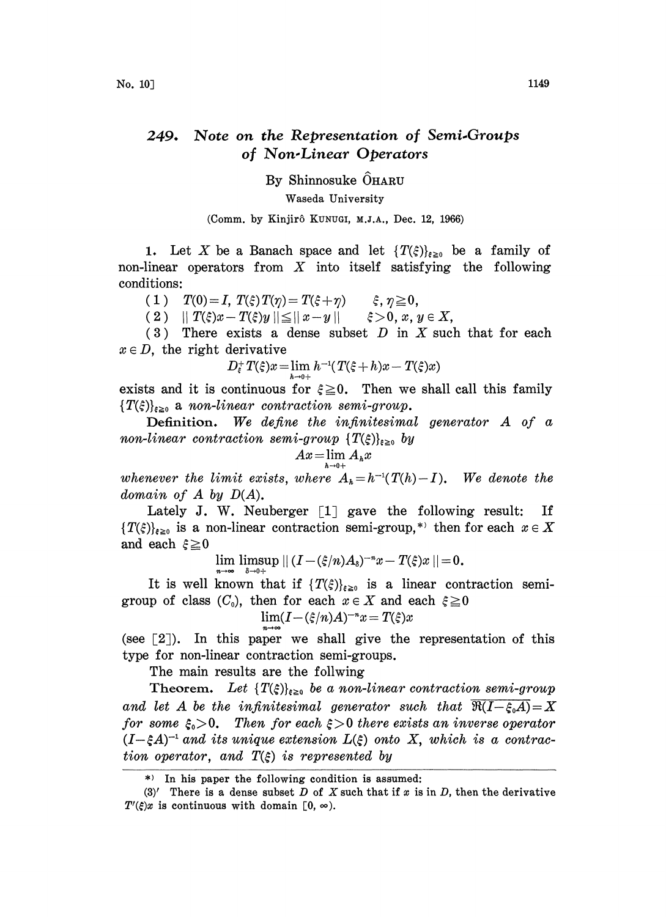# 249. Note on the Representation of Semi-Groups of Non-Linear Operators

By Shinnosuke ÔHARU

Waseda University

(Comm. by Kinjirô KUNUGI, M.J.A., Dec. 12, 1966)

1. Let $X$ be a Banach space and let $\{T(\xi)\}_{\xi \geq 0}$ be a family of non-linear operators from $X$ into itself satisfying the following conditions:

(1) $T(0)=I,\ T(\xi)T(\eta)=T(\xi+\eta) \qquad \xi, \eta \geqq 0,$

(2) $\| T(\xi)x - T(\xi)y \| \leqq \| x-y \| \qquad \xi>0,\ x, y \in X,$

(3) There exists a dense subset $D$ in $X$ such that for each $x \in D$, the right derivative

$$D_\xi^+ T(\xi)x = \lim_{h \to 0+} h^{-1}(T(\xi+h)x - T(\xi)x)$$

exists and it is continuous for $\xi \geqq 0$. Then we shall call this family $\{T(\xi)\}_{\xi \geq 0}$ a *non-linear contraction semi-group*.

**Definition.** *We define the infinitesimal generator $A$ of a non-linear contraction semi-group $\{T(\xi)\}_{\xi \geq 0}$ by*

$$Ax = \lim_{h \to 0+} A_h x$$

*whenever the limit exists, where $A_h = h^{-1}(T(h)-I)$. We denote the domain of $A$ by $D(A)$.*

Lately J. W. Neuberger [1] gave the following result: If $\{T(\xi)\}_{\xi \geq 0}$ is a non-linear contraction semi-group,*) then for each $x \in X$ and each $\xi \geqq 0$

$$\lim_{n \to \infty} \limsup_{\delta \to 0+} \| (I - (\xi/n)A_\delta)^{-n} x - T(\xi)x \| = 0.$$

It is well known that if $\{T(\xi)\}_{\xi \geq 0}$ is a linear contraction semi-group of class $(C_0)$, then for each $x \in X$ and each $\xi \geqq 0$

$$\lim_{n \to \infty} (I - (\xi/n)A)^{-n} x = T(\xi)x$$

(see [2]). In this paper we shall give the representation of this type for non-linear contraction semi-groups.

The main results are the follwing

**Theorem.** *Let $\{T(\xi)\}_{\xi \geq 0}$ be a non-linear contraction semi-group and let $A$ be the infinitesimal generator such that $\overline{\Re(I-\xi_0 A)} = X$ for some $\xi_0 > 0$. Then for each $\xi > 0$ there exists an inverse operator $(I - \xi A)^{-1}$ and its unique extension $L(\xi)$ onto $X$, which is a contraction operator, and $T(\xi)$ is represented by*

---

*) In his paper the following condition is assumed:

(3)′ There is a dense subset $D$ of $X$ such that if $x$ is in $D$, then the derivative $T'(\xi)x$ is continuous with domain $[0, \infty)$.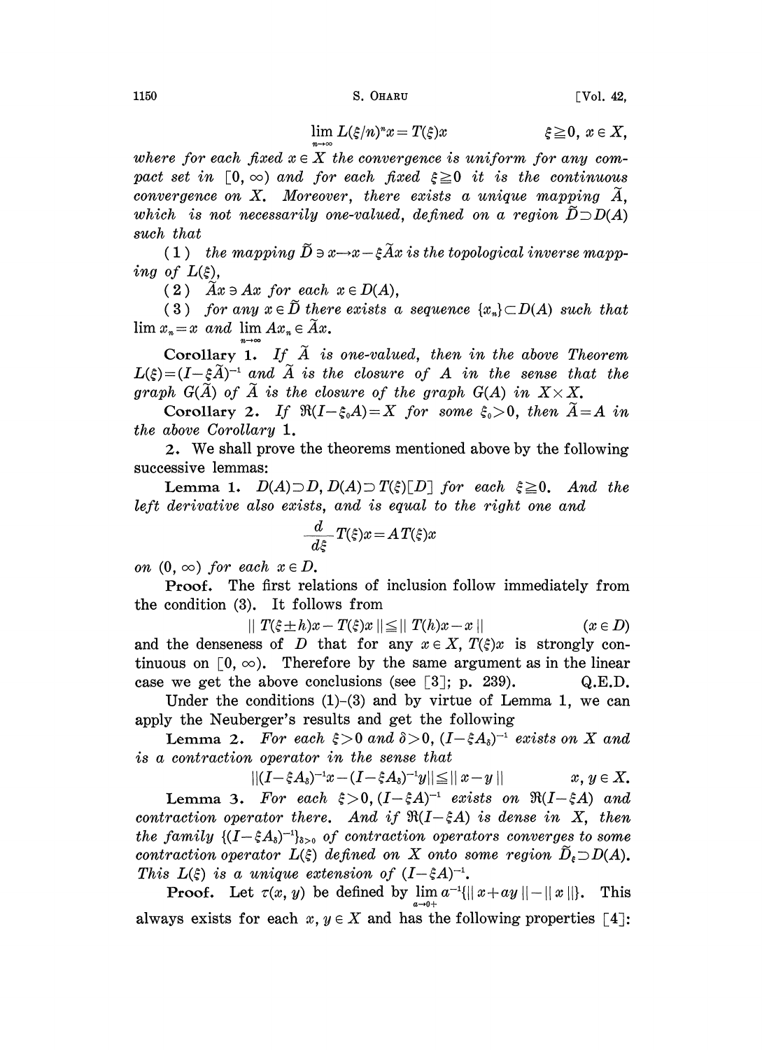$$\lim_{n\to\infty} L(\xi/n)^n x = T(\xi)x \qquad \xi \geqq 0,\ x \in X,$$

*where for each fixed* $x \in X$ *the convergence is uniform for any compact set in* $[0, \infty)$ *and for each fixed* $\xi \geqq 0$ *it is the continuous convergence on* $X$. *Moreover, there exists a unique mapping* $\tilde{A}$, *which is not necessarily one-valued, defined on a region* $\tilde{D} \supset D(A)$ *such that*

(1) *the mapping* $\tilde{D} \ni x \to x - \xi \tilde{A} x$ *is the topological inverse mapping of* $L(\xi)$,

(2) $\tilde{A}x \ni Ax$ *for each* $x \in D(A)$,

(3) *for any* $x \in \tilde{D}$ *there exists a sequence* $\{x_n\} \subset D(A)$ *such that* $\lim x_n = x$ *and* $\lim_{n\to\infty} Ax_n \in \tilde{A}x$.

**Corollary 1.** *If* $\tilde{A}$ *is one-valued, then in the above Theorem* $L(\xi) = (I - \xi\tilde{A})^{-1}$ *and* $\tilde{A}$ *is the closure of* $A$ *in the sense that the graph* $G(\tilde{A})$ *of* $\tilde{A}$ *is the closure of the graph* $G(A)$ *in* $X \times X$.

**Corollary 2.** *If* $\Re(I - \xi_0 A) = X$ *for some* $\xi_0 > 0$, *then* $\tilde{A} = A$ *in the above Corollary* 1.

**2.** We shall prove the theorems mentioned above by the following successive lemmas:

**Lemma 1.** $D(A) \supset D$, $D(A) \supset T(\xi)[D]$ *for each* $\xi \geqq 0$. *And the left derivative also exists, and is equal to the right one and*

$$\frac{d}{d\xi} T(\xi)x = AT(\xi)x$$

*on* $(0, \infty)$ *for each* $x \in D$.

**Proof.** The first relations of inclusion follow immediately from the condition (3). It follows from

$$\| T(\xi \pm h)x - T(\xi)x \| \leqq \| T(h)x - x \| \qquad (x \in D)$$

and the denseness of $D$ that for any $x \in X$, $T(\xi)x$ is strongly continuous on $[0, \infty)$. Therefore by the same argument as in the linear case we get the above conclusions (see [3]; p. 239). Q.E.D.

Under the conditions (1)–(3) and by virtue of Lemma 1, we can apply the Neuberger's results and get the following

**Lemma 2.** *For each* $\xi > 0$ *and* $\delta > 0$, $(I - \xi A_\delta)^{-1}$ *exists on* $X$ *and is a contraction operator in the sense that*

$$\|(I - \xi A_\delta)^{-1}x - (I - \xi A_\delta)^{-1}y\| \leqq \| x - y \| \qquad x, y \in X.$$

**Lemma 3.** *For each* $\xi > 0$, $(I - \xi A)^{-1}$ *exists on* $\Re(I - \xi A)$ *and contraction operator there. And if* $\Re(I - \xi A)$ *is dense in* $X$, *then the family* $\{(I - \xi A_\delta)^{-1}\}_{\delta > 0}$ *of contraction operators converges to some contraction operator* $L(\xi)$ *defined on* $X$ *onto some region* $\tilde{D}_\xi \supset D(A)$. *This* $L(\xi)$ *is a unique extension of* $(I - \xi A)^{-1}$.

**Proof.** Let $\tau(x, y)$ be defined by $\lim_{a\to 0+} a^{-1}\{\| x + ay \| - \| x \|\}$. This always exists for each $x, y \in X$ and has the following properties [4]: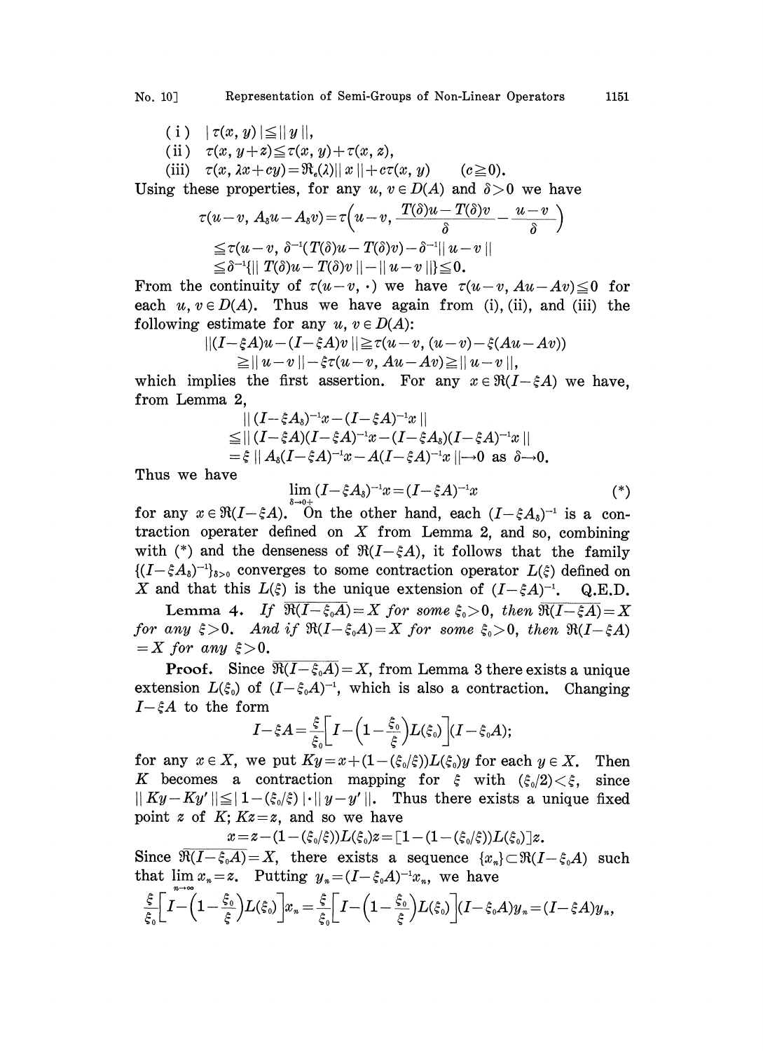(i) $|\tau(x, y)| \leqq \|y\|$,

(ii) $\tau(x, y+z) \leqq \tau(x, y)+\tau(x, z)$,

(iii) $\tau(x, \lambda x+cy)=\Re_e(\lambda)\|x\|+c\tau(x, y) \qquad (c \geqq 0)$.

Using these properties, for any $u, v \in D(A)$ and $\delta>0$ we have

$$\tau(u-v, A_\delta u-A_\delta v)=\tau\Big(u-v, \frac{T(\delta)u-T(\delta)v}{\delta}-\frac{u-v}{\delta}\Big)$$
$$\leqq \tau(u-v, \delta^{-1}(T(\delta)u-T(\delta)v)-\delta^{-1}\|u-v\|$$
$$\leqq \delta^{-1}\{\|T(\delta)u-T(\delta)v\|-\|u-v\|\} \leqq 0.$$

From the continuity of $\tau(u-v, \cdot)$ we have $\tau(u-v, Au-Av) \leqq 0$ for each $u, v \in D(A)$. Thus we have again from (i), (ii), and (iii) the following estimate for any $u, v \in D(A)$:

$$\|(I-\xi A)u-(I-\xi A)v\| \geqq \tau(u-v, (u-v)-\xi(Au-Av))$$
$$\geqq \|u-v\|-\xi\tau(u-v, Au-Av) \geqq \|u-v\|,$$

which implies the first assertion. For any $x \in \Re(I-\xi A)$ we have, from Lemma 2,

$$\|(I-\xi A_\delta)^{-1}x-(I-\xi A)^{-1}x\|$$
$$\leqq \|(I-\xi A)(I-\xi A)^{-1}x-(I-\xi A_\delta)(I-\xi A)^{-1}x\|$$
$$=\xi\,\|A_\delta(I-\xi A)^{-1}x-A(I-\xi A)^{-1}x\| \to 0 \text{ as } \delta \to 0.$$

Thus we have

$$\lim_{\delta \to 0+}(I-\xi A_\delta)^{-1}x=(I-\xi A)^{-1}x \tag{*}$$

for any $x \in \Re(I-\xi A)$. On the other hand, each $(I-\xi A_\delta)^{-1}$ is a contraction operater defined on $X$ from Lemma 2, and so, combining with (*) and the denseness of $\Re(I-\xi A)$, it follows that the family $\{(I-\xi A_\delta)^{-1}\}_{\delta>0}$ converges to some contraction operator $L(\xi)$ defined on $X$ and that this $L(\xi)$ is the unique extension of $(I-\xi A)^{-1}$. Q.E.D.

**Lemma 4.** *If $\overline{\Re(I-\xi_0 A)}=X$ for some $\xi_0>0$, then $\overline{\Re(I-\xi A)}=X$ for any $\xi>0$. And if $\Re(I-\xi_0 A)=X$ for some $\xi_0>0$, then $\Re(I-\xi A)=X$ for any $\xi>0$.*

**Proof.** Since $\overline{\Re(I-\xi_0 A)}=X$, from Lemma 3 there exists a unique extension $L(\xi_0)$ of $(I-\xi_0 A)^{-1}$, which is also a contraction. Changing $I-\xi A$ to the form

$$I-\xi A=\frac{\xi}{\xi_0}\Big[I-\Big(1-\frac{\xi_0}{\xi}\Big)L(\xi_0)\Big](I-\xi_0 A);$$

for any $x \in X$, we put $Ky=x+(1-(\xi_0/\xi))L(\xi_0)y$ for each $y \in X$. Then $K$ becomes a contraction mapping for $\xi$ with $(\xi_0/2)<\xi$, since $\|Ky-Ky'\| \leqq |1-(\xi_0/\xi)|\cdot\|y-y'\|$. Thus there exists a unique fixed point $z$ of $K$; $Kz=z$, and so we have

$$x=z-(1-(\xi_0/\xi))L(\xi_0)z=[1-(1-(\xi_0/\xi))L(\xi_0)]z.$$

Since $\overline{\Re(I-\xi_0 A)}=X$, there exists a sequence $\{x_n\} \subset \Re(I-\xi_0 A)$ such that $\lim_{n\to\infty} x_n=z$. Putting $y_n=(I-\xi_0 A)^{-1}x_n$, we have

$$\frac{\xi}{\xi_0}\Big[I-\Big(1-\frac{\xi_0}{\xi}\Big)L(\xi_0)\Big]x_n=\frac{\xi}{\xi_0}\Big[I-\Big(1-\frac{\xi_0}{\xi}\Big)L(\xi_0)\Big](I-\xi_0 A)y_n=(I-\xi A)y_n,$$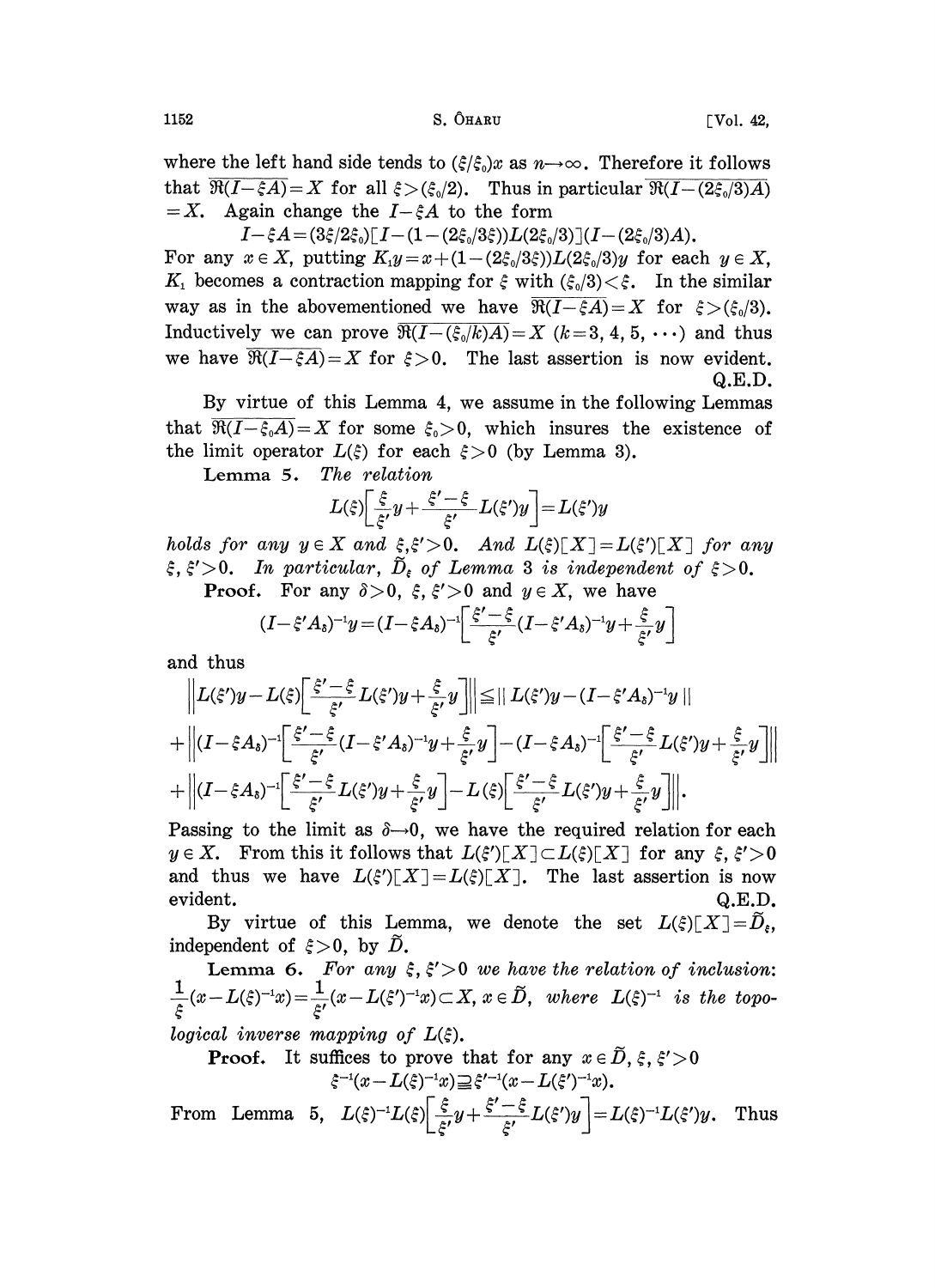where the left hand side tends to $(\xi/\xi_0)x$ as $n\to\infty$. Therefore it follows that $\overline{\Re(I-\xi A)}=X$ for all $\xi>(\xi_0/2)$. Thus in particular $\overline{\Re(I-(2\xi_0/3)A)}=X$. Again change the $I-\xi A$ to the form

$$I-\xi A=(3\xi/2\xi_0)[I-(1-(2\xi_0/3\xi))L(2\xi_0/3)](I-(2\xi_0/3)A).$$

For any $x\in X$, putting $K_1 y=x+(1-(2\xi_0/3\xi))L(2\xi_0/3)y$ for each $y\in X$, $K_1$ becomes a contraction mapping for $\xi$ with $(\xi_0/3)<\xi$. In the similar way as in the abovementioned we have $\overline{\Re(I-\xi A)}=X$ for $\xi>(\xi_0/3)$. Inductively we can prove $\overline{\Re(I-(\xi_0/k)A)}=X$ $(k=3,4,5,\cdots)$ and thus we have $\overline{\Re(I-\xi A)}=X$ for $\xi>0$. The last assertion is now evident.

Q.E.D.

By virtue of this Lemma 4, we assume in the following Lemmas that $\overline{\Re(I-\xi_0 A)}=X$ for some $\xi_0>0$, which insures the existence of the limit operator $L(\xi)$ for each $\xi>0$ (by Lemma 3).

**Lemma 5.** *The relation*

$$L(\xi)\Big[\frac{\xi}{\xi'}y+\frac{\xi'-\xi}{\xi'}L(\xi')y\Big]=L(\xi')y$$

*holds for any* $y\in X$ *and* $\xi,\xi'>0$. *And* $L(\xi)[X]=L(\xi')[X]$ *for any* $\xi,\xi'>0$. *In particular,* $\tilde{D}_\xi$ *of Lemma 3 is independent of* $\xi>0$.

**Proof.** For any $\delta>0$, $\xi,\xi'>0$ and $y\in X$, we have

$$(I-\xi' A_\delta)^{-1}y=(I-\xi A_\delta)^{-1}\Big[\frac{\xi'-\xi}{\xi'}(I-\xi' A_\delta)^{-1}y+\frac{\xi}{\xi'}y\Big]$$

and thus

$$\begin{aligned}\Big\|L(\xi')y-L(\xi)\Big[\frac{\xi'-\xi}{\xi'}L(\xi')y+\frac{\xi}{\xi'}y\Big]\Big\|&\leqq\|L(\xi')y-(I-\xi' A_\delta)^{-1}y\|\\&+\Big\|(I-\xi A_\delta)^{-1}\Big[\frac{\xi'-\xi}{\xi'}(I-\xi' A_\delta)^{-1}y+\frac{\xi}{\xi'}y\Big]-(I-\xi A_\delta)^{-1}\Big[\frac{\xi'-\xi}{\xi'}L(\xi')y+\frac{\xi}{\xi'}y\Big]\Big\|\\&+\Big\|(I-\xi A_\delta)^{-1}\Big[\frac{\xi'-\xi}{\xi'}L(\xi')y+\frac{\xi}{\xi'}y\Big]-L(\xi)\Big[\frac{\xi'-\xi}{\xi'}L(\xi')y+\frac{\xi}{\xi'}y\Big]\Big\|.\end{aligned}$$

Passing to the limit as $\delta\to 0$, we have the required relation for each $y\in X$. From this it follows that $L(\xi')[X]\subset L(\xi)[X]$ for any $\xi,\xi'>0$ and thus we have $L(\xi')[X]=L(\xi)[X]$. The last assertion is now evident.

Q.E.D.

By virtue of this Lemma, we denote the set $L(\xi)[X]=\tilde{D}_\xi$, independent of $\xi>0$, by $\tilde{D}$.

**Lemma 6.** *For any* $\xi,\xi'>0$ *we have the relation of inclusion:* $\dfrac{1}{\xi}(x-L(\xi)^{-1}x)=\dfrac{1}{\xi'}(x-L(\xi')^{-1}x)\subset X$, $x\in\tilde{D}$, *where* $L(\xi)^{-1}$ *is the topological inverse mapping of* $L(\xi)$.

**Proof.** It suffices to prove that for any $x\in\tilde{D}$, $\xi,\xi'>0$

$$\xi^{-1}(x-L(\xi)^{-1}x)\supseteqq\xi'^{-1}(x-L(\xi')^{-1}x).$$

From Lemma 5, $L(\xi)^{-1}L(\xi)\Big[\dfrac{\xi}{\xi'}y+\dfrac{\xi'-\xi}{\xi'}L(\xi')y\Big]=L(\xi)^{-1}L(\xi')y$. Thus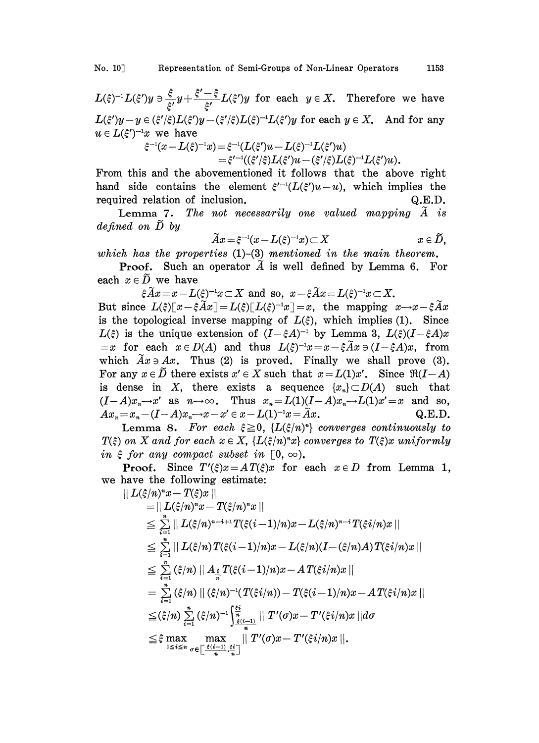$L(\xi)^{-1}L(\xi')y \ni \frac{\xi}{\xi'}y + \frac{\xi'-\xi}{\xi'}L(\xi')y$ for each $y \in X$. Therefore we have $L(\xi')y - y \in (\xi'/\xi)L(\xi')y - (\xi'/\xi)L(\xi)^{-1}L(\xi')y$ for each $y \in X$. And for any $u \in L(\xi')^{-1}x$ we have

$$\begin{aligned}\xi^{-1}(x - L(\xi)^{-1}x) &= \xi^{-1}(L(\xi')u - L(\xi)^{-1}L(\xi')u) \\ &= \xi'^{-1}((\xi'/\xi)L(\xi')u - (\xi'/\xi)L(\xi)^{-1}L(\xi')u).\end{aligned}$$

From this and the abovementioned it follows that the above right hand side contains the element $\xi'^{-1}(L(\xi')u - u)$, which implies the required relation of inclusion. Q.E.D.

**Lemma 7.** *The not necessarily one valued mapping $\tilde{A}$ is defined on $\tilde{D}$ by*

$$\tilde{A}x = \xi^{-1}(x - L(\xi)^{-1}x) \subset X \qquad x \in \tilde{D},$$

*which has the properties* (1)–(3) *mentioned in the main theorem.*

**Proof.** Such an operator $\tilde{A}$ is well defined by Lemma 6. For each $x \in \tilde{D}$ we have

$$\xi\tilde{A}x = x - L(\xi)^{-1}x \subset X \text{ and so, } x - \xi\tilde{A}x = L(\xi)^{-1}x \subset X.$$

But since $L(\xi)[x - \xi\tilde{A}x] = L(\xi)[L(\xi)^{-1}x] = x$, the mapping $x \to x - \xi\tilde{A}x$ is the topological inverse mapping of $L(\xi)$, which implies (1). Since $L(\xi)$ is the unique extension of $(I - \xi A)^{-1}$ by Lemma 3, $L(\xi)(I - \xi A)x = x$ for each $x \in D(A)$ and thus $L(\xi)^{-1}x = x - \xi\tilde{A}x \ni (I - \xi A)x$, from which $\tilde{A}x \ni Ax$. Thus (2) is proved. Finally we shall prove (3). For any $x \in \tilde{D}$ there exists $x' \in X$ such that $x = L(1)x'$. Since $\mathfrak{R}(I - A)$ is dense in $X$, there exists a sequence $\{x_n\} \subset D(A)$ such that $(I - A)x_n \to x'$ as $n \to \infty$. Thus $x_n = L(1)(I - A)x_n \to L(1)x' = x$ and so, $Ax_n = x_n - (I - A)x_n \to x - x' \in x - L(1)^{-1}x = \tilde{A}x$. Q.E.D.

**Lemma 8.** *For each $\xi \geqq 0$, $\{L(\xi/n)^n\}$ converges continuously to $T(\xi)$ on $X$ and for each $x \in X$, $\{L(\xi/n)^n x\}$ converges to $T(\xi)x$ uniformly in $\xi$ for any compact subset in $[0, \infty)$.*

**Proof.** Since $T'(\xi)x = AT(\xi)x$ for each $x \in D$ from Lemma 1, we have the following estimate:

$$\begin{aligned}
&\| L(\xi/n)^n x - T(\xi)x \| \\
&\quad = \| L(\xi/n)^n x - T(\xi/n)^n x \| \\
&\quad \leqq \sum_{i=1}^{n} \| L(\xi/n)^{n-i+1} T(\xi(i-1)/n)x - L(\xi/n)^{n-i} T(\xi i/n)x \| \\
&\quad \leqq \sum_{i=1}^{n} \| L(\xi/n) T(\xi(i-1)/n)x - L(\xi/n)(I - (\xi/n)A) T(\xi i/n)x \| \\
&\quad \leqq \sum_{i=1}^{n} (\xi/n) \| A_{\frac{\xi}{n}} T(\xi(i-1)/n)x - AT(\xi i/n)x \| \\
&\quad = \sum_{i=1}^{n} (\xi/n) \| (\xi/n)^{-1}(T(\xi i/n)) - T(\xi(i-1)/n)x - AT(\xi i/n)x \| \\
&\quad \leqq (\xi/n) \sum_{i=1}^{n} (\xi/n)^{-1} \int_{\frac{\xi(i-1)}{n}}^{\frac{\xi i}{n}} \| T'(\sigma)x - T'(\xi i/n)x \| d\sigma \\
&\quad \leqq \xi \max_{1 \leqq i \leqq n} \max_{\sigma \in \left[\frac{\xi(i-1)}{n}, \frac{\xi i}{n}\right]} \| T'(\sigma)x - T'(\xi i/n)x \|.
\end{aligned}$$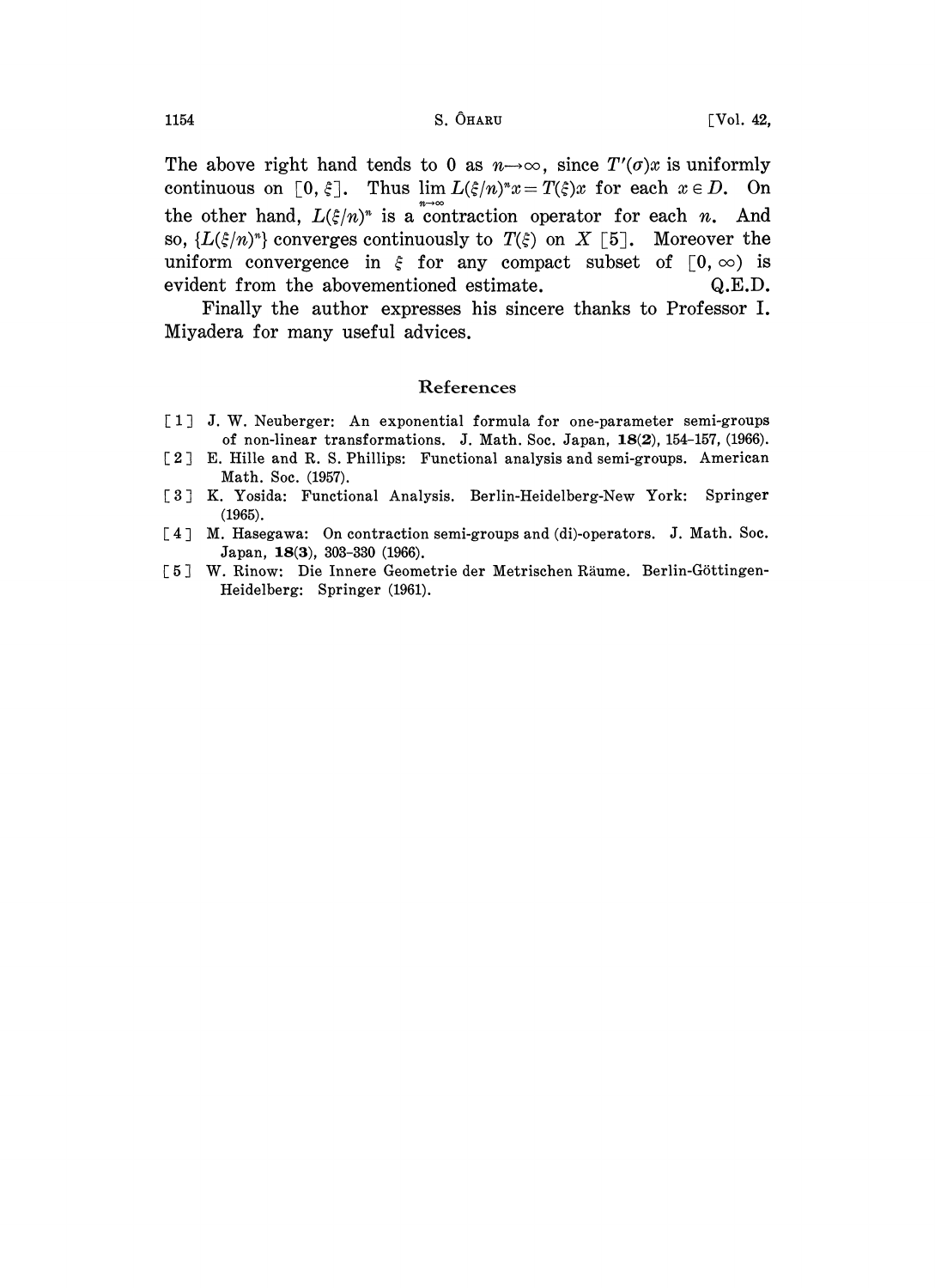The above right hand tends to 0 as $n \to \infty$, since $T'(\sigma)x$ is uniformly continuous on $[0, \xi]$. Thus $\lim_{n\to\infty} L(\xi/n)^n x = T(\xi)x$ for each $x \in D$. On the other hand, $L(\xi/n)^n$ is a contraction operator for each $n$. And so, $\{L(\xi/n)^n\}$ converges continuously to $T(\xi)$ on $X$ [5]. Moreover the uniform convergence in $\xi$ for any compact subset of $[0, \infty)$ is evident from the abovementioned estimate. Q.E.D.

Finally the author expresses his sincere thanks to Professor I. Miyadera for many useful advices.

## References

[1] J. W. Neuberger: An exponential formula for one-parameter semi-groups of non-linear transformations. J. Math. Soc. Japan, **18**(**2**), 154–157, (1966).

[2] E. Hille and R. S. Phillips: Functional analysis and semi-groups. American Math. Soc. (1957).

[3] K. Yosida: Functional Analysis. Berlin-Heidelberg-New York: Springer (1965).

[4] M. Hasegawa: On contraction semi-groups and (di)-operators. J. Math. Soc. Japan, **18**(**3**), 303–330 (1966).

[5] W. Rinow: Die Innere Geometrie der Metrischen Räume. Berlin-Göttingen-Heidelberg: Springer (1961).